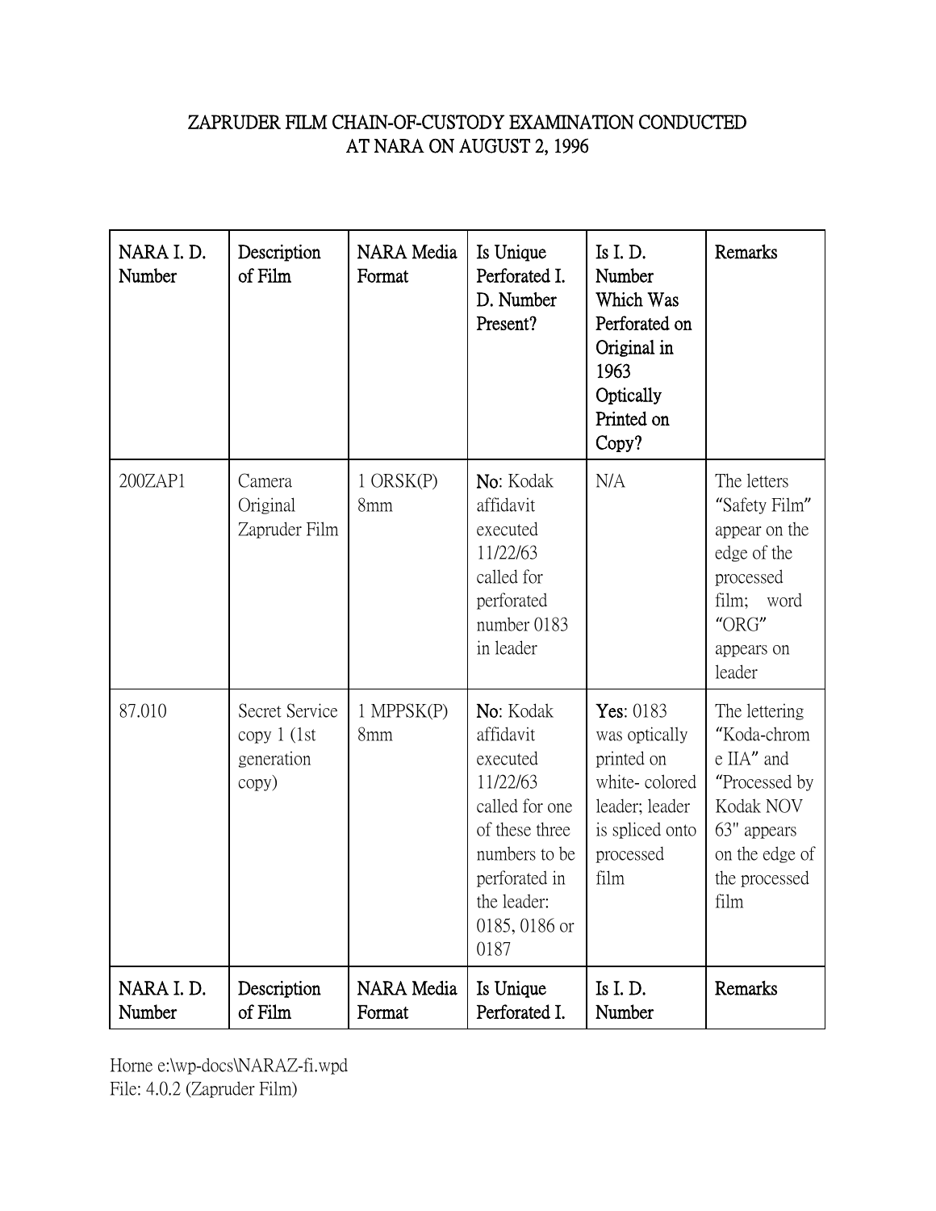# ZAPRUDER FILM CHAIN-OF-CUSTODY EXAMINATION CONDUCTED AT NARA ON AUGUST 2, 1996

| NARA I. D. Number | Description of Film | NARA Media Format | Is Unique Perforated I. D. Number Present? | Is I. D. Number Which Was Perforated on Original in 1963 Optically Printed on Copy? | Remarks |
|---|---|---|---|---|---|
| 200ZAP1 | Camera Original Zapruder Film | 1 ORSK(P) 8mm | **No**: Kodak affidavit executed 11/22/63 called for perforated number 0183 in leader | N/A | The letters "Safety Film" appear on the edge of the processed film; word "ORG" appears on leader |
| 87.010 | Secret Service copy 1 (1st generation copy) | 1 MPPSK(P) 8mm | **No**: Kodak affidavit executed 11/22/63 called for one of these three numbers to be perforated in the leader: 0185, 0186 or 0187 | **Yes**: 0183 was optically printed on white- colored leader; leader is spliced onto processed film | The lettering "Koda-chrom e IIA" and "Processed by Kodak NOV 63" appears on the edge of the processed film |
| **NARA I. D. Number** | **Description of Film** | **NARA Media Format** | **Is Unique Perforated I.** | **Is I. D. Number** | **Remarks** |

Horne e:\wp-docs\NARAZ-fi.wpd
File: 4.0.2 (Zapruder Film)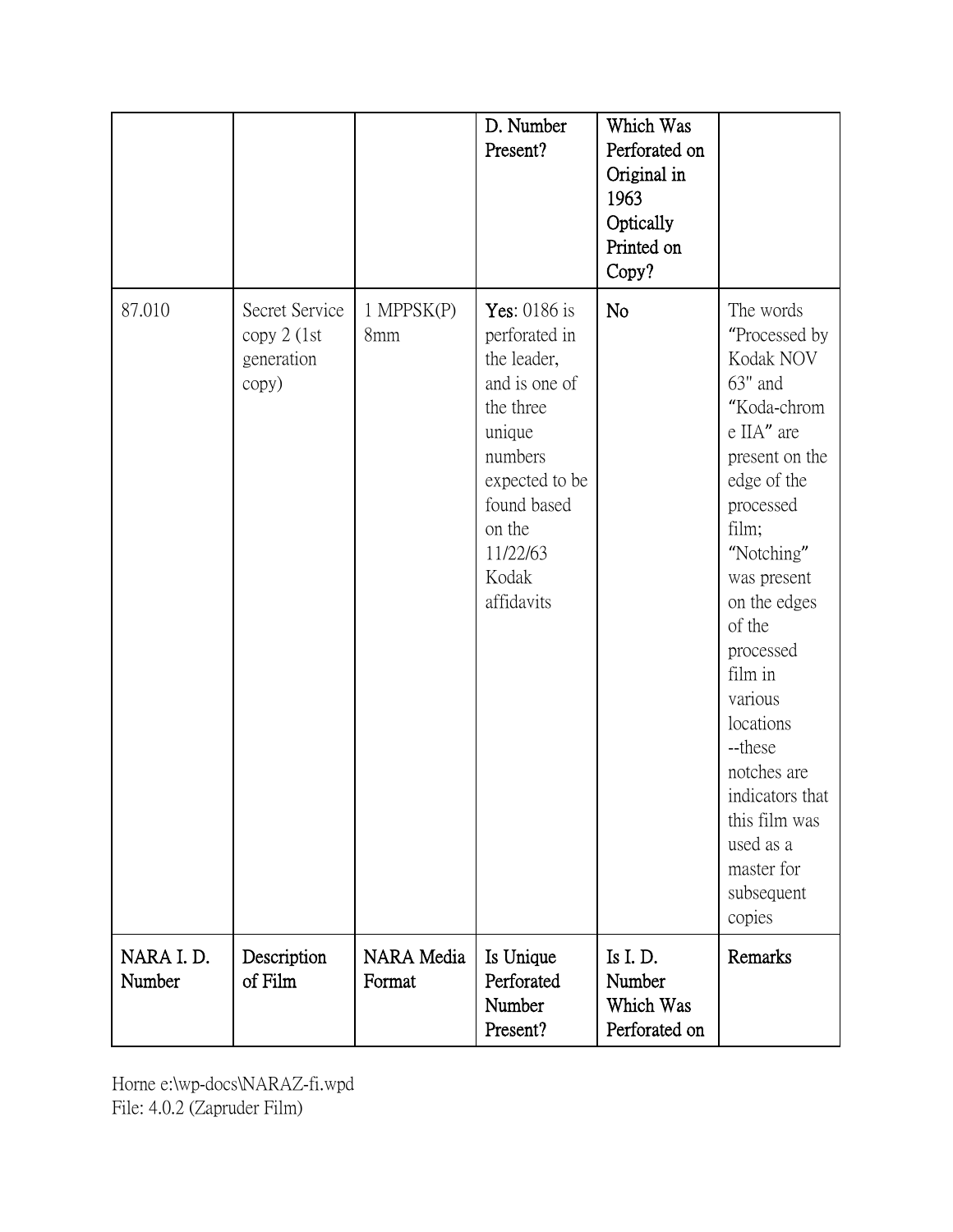| | | | D. Number Present? | Which Was Perforated on Original in 1963 Optically Printed on Copy? | |
|---|---|---|---|---|---|
| 87.010 | Secret Service copy 2 (1st generation copy) | 1 MPPSK(P) 8mm | **Yes**: 0186 is perforated in the leader, and is one of the three unique numbers expected to be found based on the 11/22/63 Kodak affidavits | **No** | The words "Processed by Kodak NOV 63" and "Koda-chrome IIA" are present on the edge of the processed film; "Notching" was present on the edges of the processed film in various locations --these notches are indicators that this film was used as a master for subsequent copies |
| **NARA I. D. Number** | **Description of Film** | **NARA Media Format** | **Is Unique Perforated Number Present?** | **Is I. D. Number Which Was Perforated on** | **Remarks** |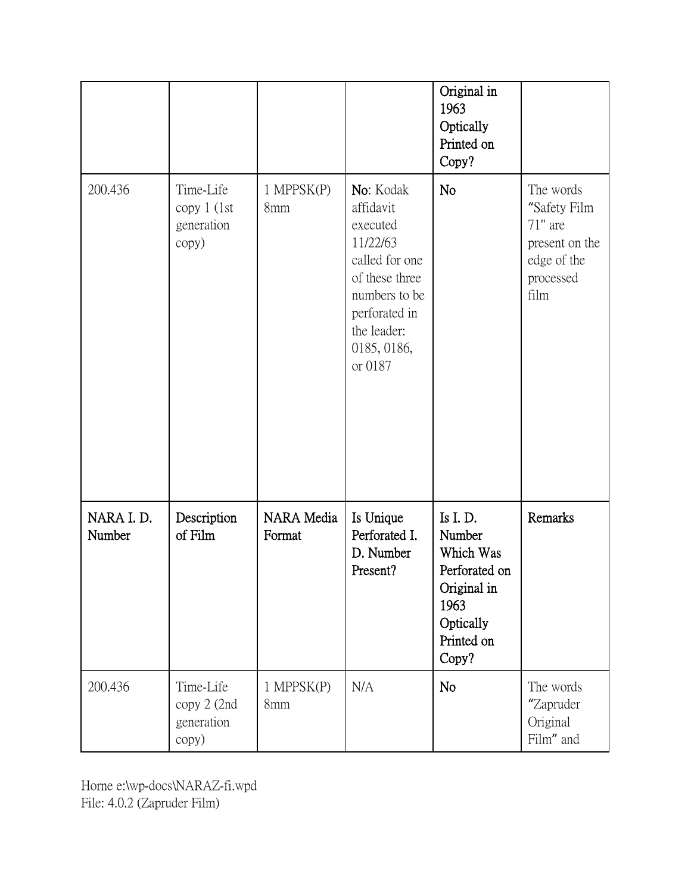| | | | | | |
|---|---|---|---|---|---|
| | | | | Original in 1963 Optically Printed on Copy? | |
| 200.436 | Time-Life copy 1 (1st generation copy) | 1 MPPSK(P) 8mm | **No**: Kodak affidavit executed 11/22/63 called for one of these three numbers to be perforated in the leader: 0185, 0186, or 0187 | **No** | The words "Safety Film 71" are present on the edge of the processed film |
| **NARA I. D. Number** | **Description of Film** | **NARA Media Format** | **Is Unique Perforated I. D. Number Present?** | **Is I. D. Number Which Was Perforated on Original in 1963 Optically Printed on Copy?** | **Remarks** |
| 200.436 | Time-Life copy 2 (2nd generation copy) | 1 MPPSK(P) 8mm | N/A | **No** | The words "Zapruder Original Film" and |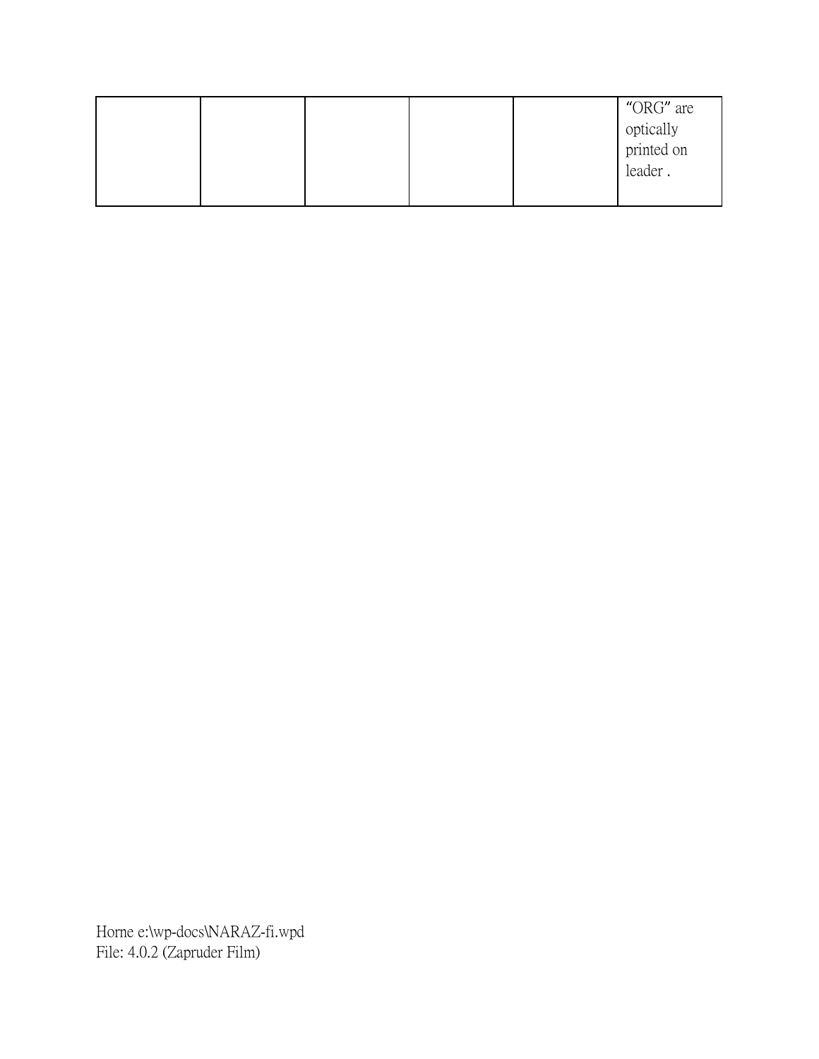| | | | | | |
|---|---|---|---|---|---|
| | | | | | "ORG" are optically printed on leader . |

Horne e:\wp-docs\NARAZ-fi.wpd
File: 4.0.2 (Zapruder Film)